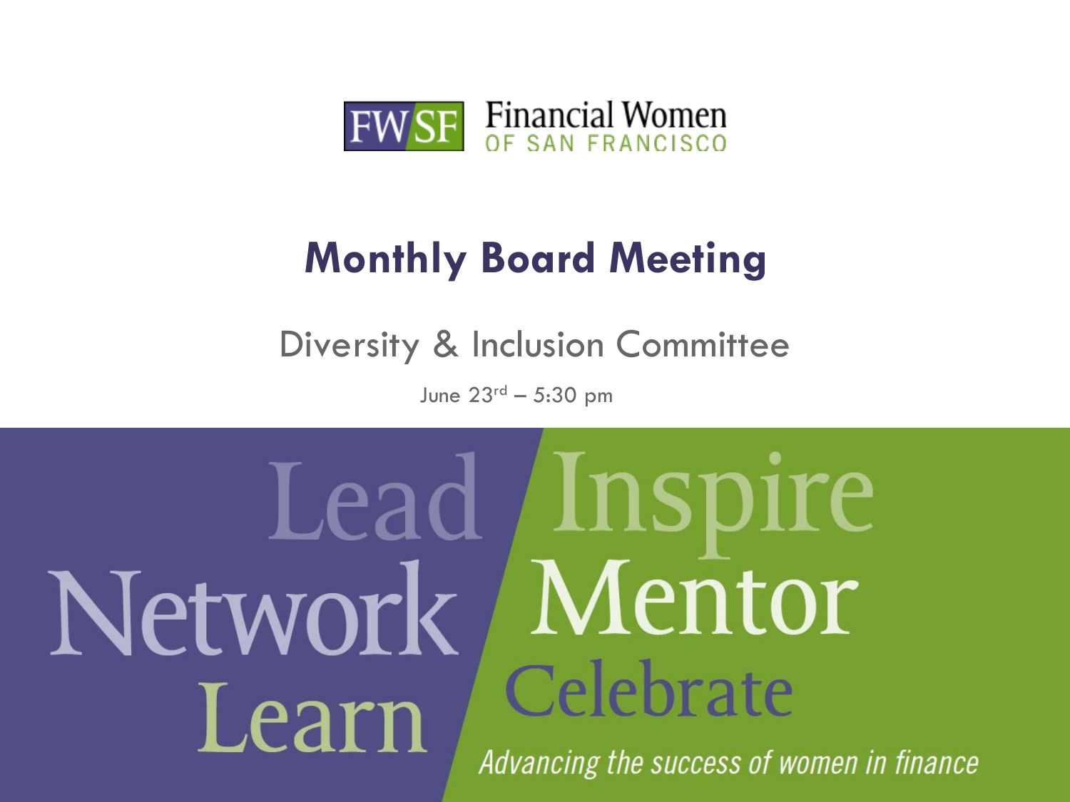FWSF Financial Women OF SAN FRANCISCO

# Monthly Board Meeting

## Diversity & Inclusion Committee

June 23rd – 5:30 pm

Lead Inspire Network Mentor Learn Celebrate

*Advancing the success of women in finance*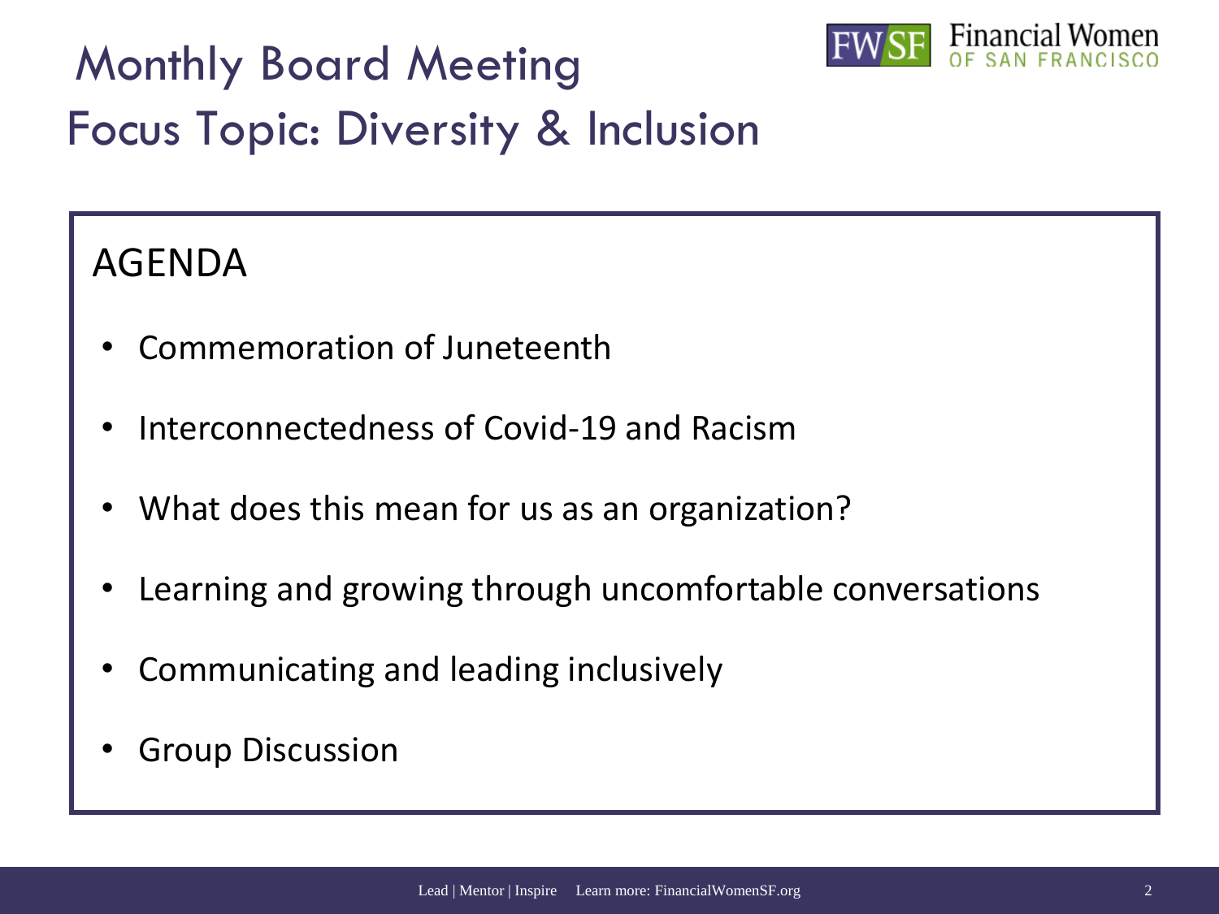# Monthly Board Meeting
## Focus Topic: Diversity & Inclusion

### AGENDA

- Commemoration of Juneteenth
- Interconnectedness of Covid-19 and Racism
- What does this mean for us as an organization?
- Learning and growing through uncomfortable conversations
- Communicating and leading inclusively
- Group Discussion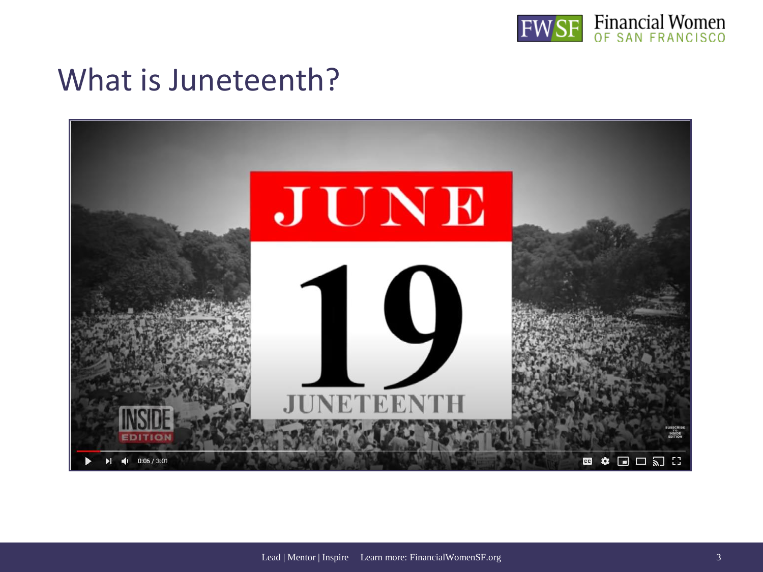# What is Juneteenth?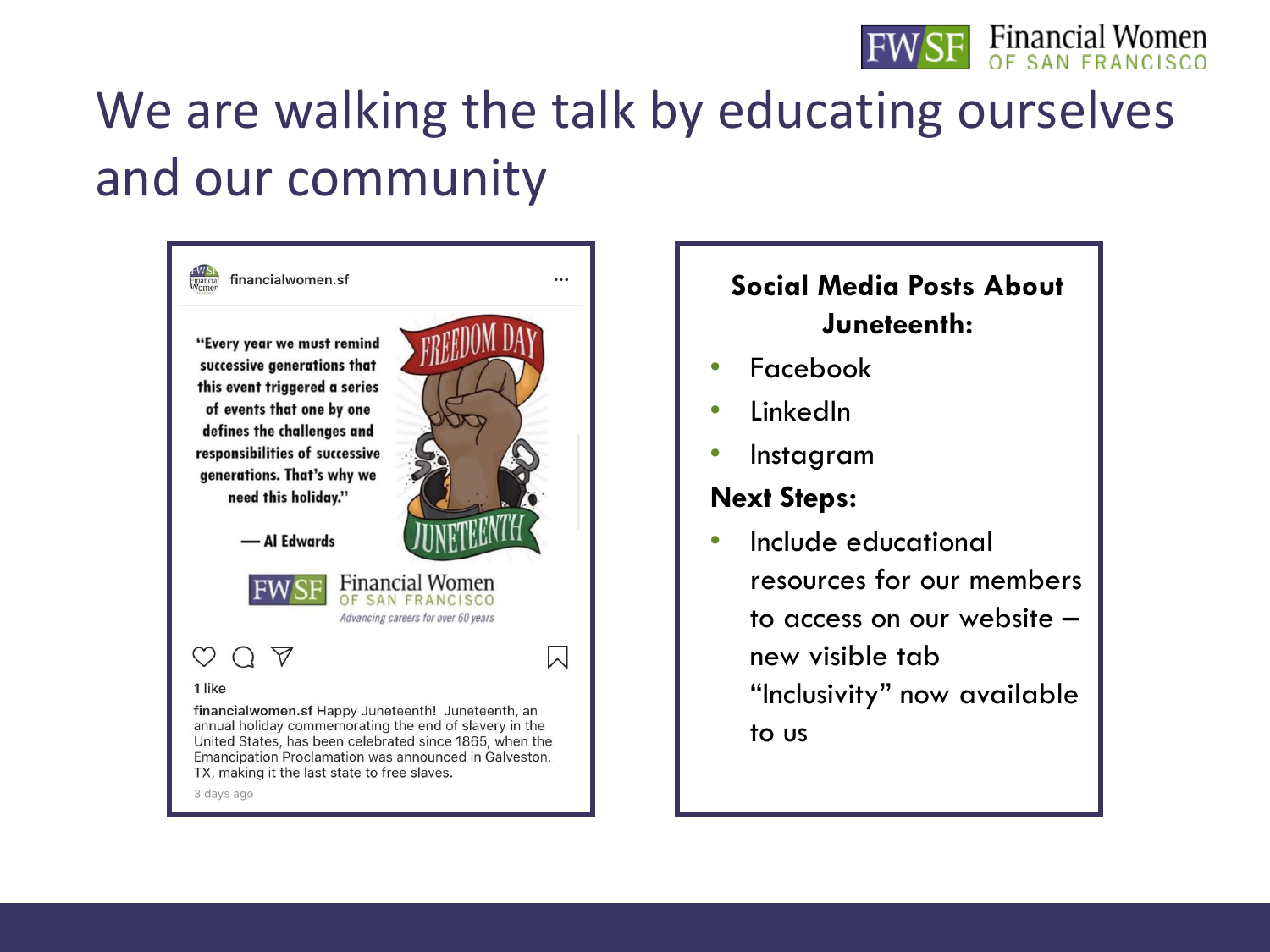# We are walking the talk by educating ourselves and our community

financialwomen.sf

"Every year we must remind successive generations that this event triggered a series of events that one by one defines the challenges and responsibilities of successive generations. That's why we need this holiday."

— Al Edwards

FREEDOM DAY

JUNETEENTH

Financial Women OF SAN FRANCISCO

*Advancing careers for over 60 years*

1 like

**financialwomen.sf** Happy Juneteenth! Juneteenth, an annual holiday commemorating the end of slavery in the United States, has been celebrated since 1865, when the Emancipation Proclamation was announced in Galveston, TX, making it the last state to free slaves.

3 days ago

**Social Media Posts About Juneteenth:**

- Facebook
- LinkedIn
- Instagram

**Next Steps:**

- Include educational resources for our members to access on our website – new visible tab "Inclusivity" now available to us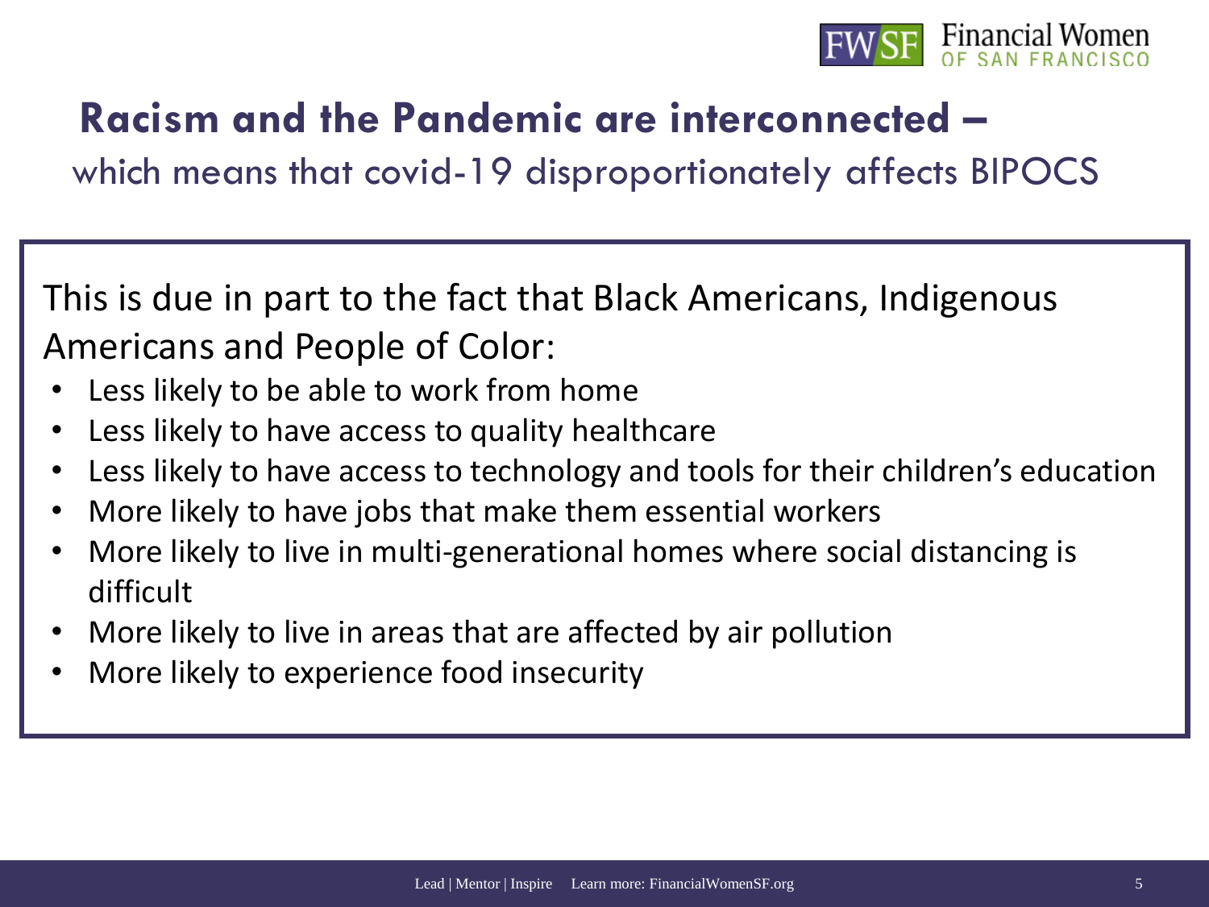## Racism and the Pandemic are interconnected –

which means that covid-19 disproportionately affects BIPOCS

This is due in part to the fact that Black Americans, Indigenous Americans and People of Color:

- Less likely to be able to work from home
- Less likely to have access to quality healthcare
- Less likely to have access to technology and tools for their children's education
- More likely to have jobs that make them essential workers
- More likely to live in multi-generational homes where social distancing is difficult
- More likely to live in areas that are affected by air pollution
- More likely to experience food insecurity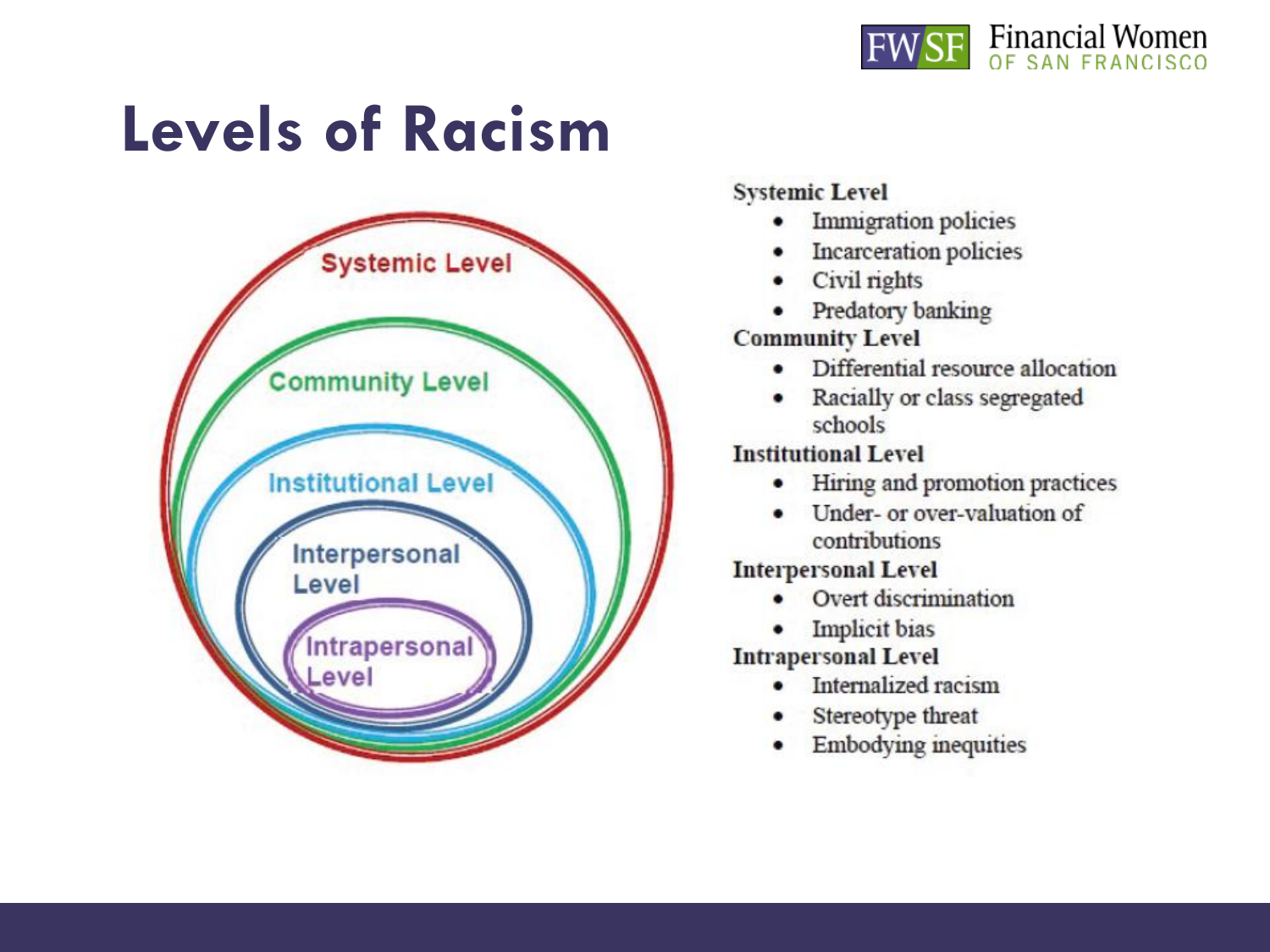# Levels of Racism

Systemic Level

Community Level

Institutional Level

Interpersonal Level

Intrapersonal Level

**Systemic Level**

- Immigration policies
- Incarceration policies
- Civil rights
- Predatory banking

**Community Level**

- Differential resource allocation
- Racially or class segregated schools

**Institutional Level**

- Hiring and promotion practices
- Under- or over-valuation of contributions

**Interpersonal Level**

- Overt discrimination
- Implicit bias

**Intrapersonal Level**

- Internalized racism
- Stereotype threat
- Embodying inequities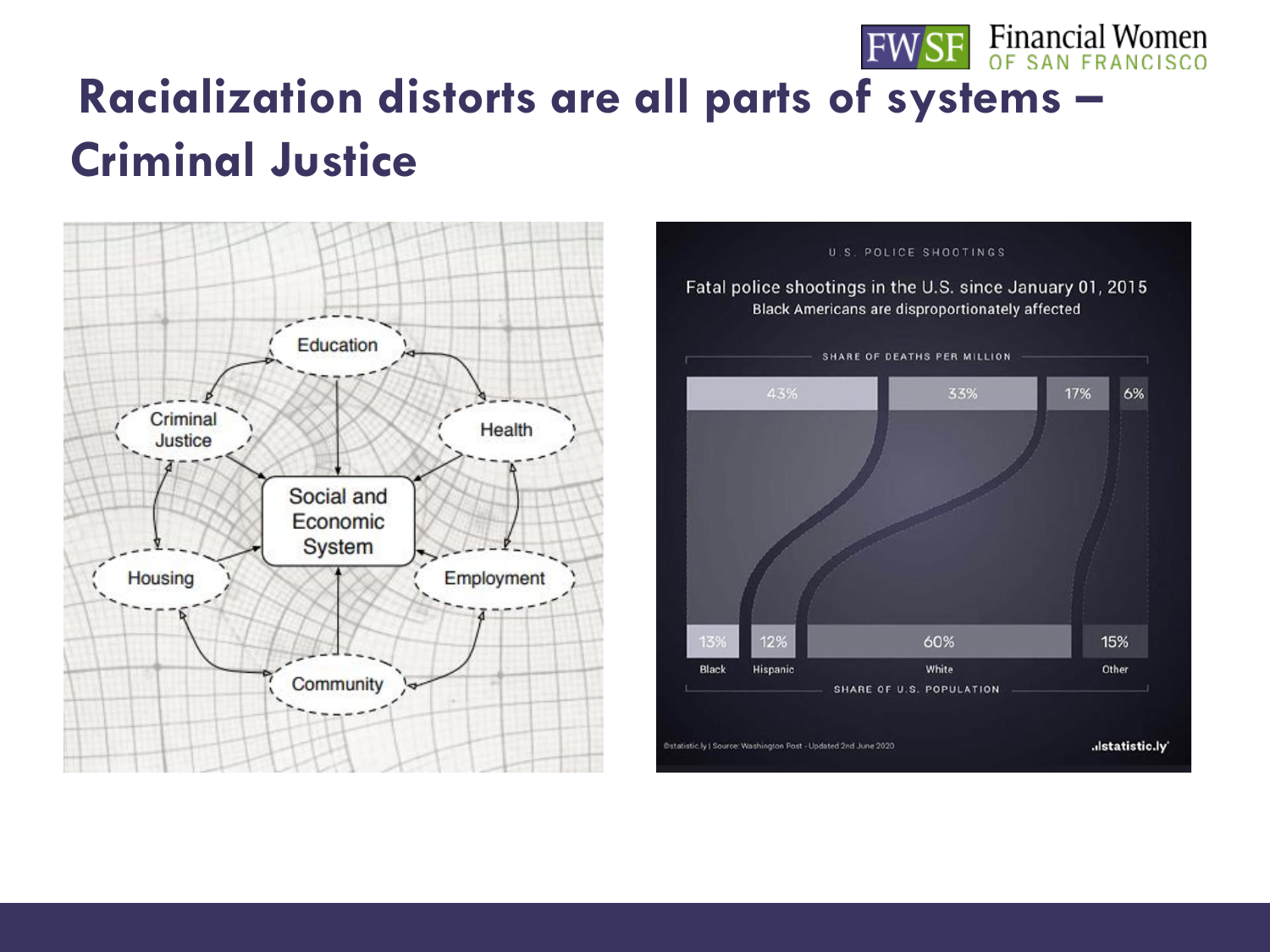# Racialization distorts are all parts of systems – Criminal Justice

Education

Criminal Justice

Health

Social and Economic System

Housing

Employment

Community

U.S. POLICE SHOOTINGS

Fatal police shootings in the U.S. since January 01, 2015

Black Americans are disproportionately affected

SHARE OF DEATHS PER MILLION

| | Black | Hispanic | White | Other |
|---|---|---|---|---|
| Share of deaths per million | 43% | 33% | 17% | 6% |
| Share of U.S. population | 13% | 12% | 60% | 15% |

SHARE OF U.S. POPULATION

©statistic.ly | Source: Washington Post - Updated 2nd June 2020

statistic.ly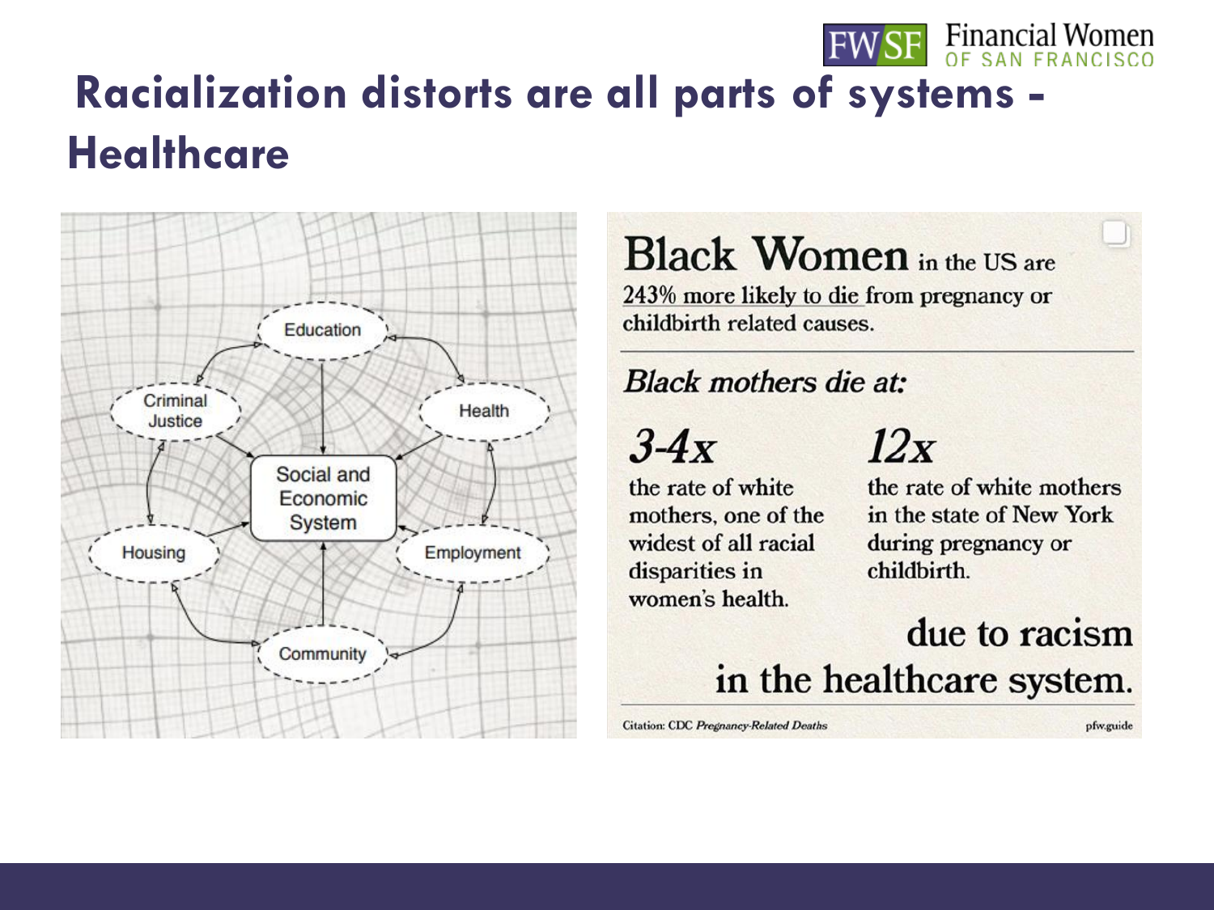# Racialization distorts are all parts of systems - Healthcare

Education

Criminal Justice

Health

Social and Economic System

Housing

Employment

Community

**Black Women** in the US are 243% more likely to die from pregnancy or childbirth related causes.

*Black mothers die at:*

*3-4x* the rate of white mothers, one of the widest of all racial disparities in women's health.

*12x* the rate of white mothers in the state of New York during pregnancy or childbirth.

due to racism in the healthcare system.

Citation: CDC *Pregnancy-Related Deaths*

pfw.guide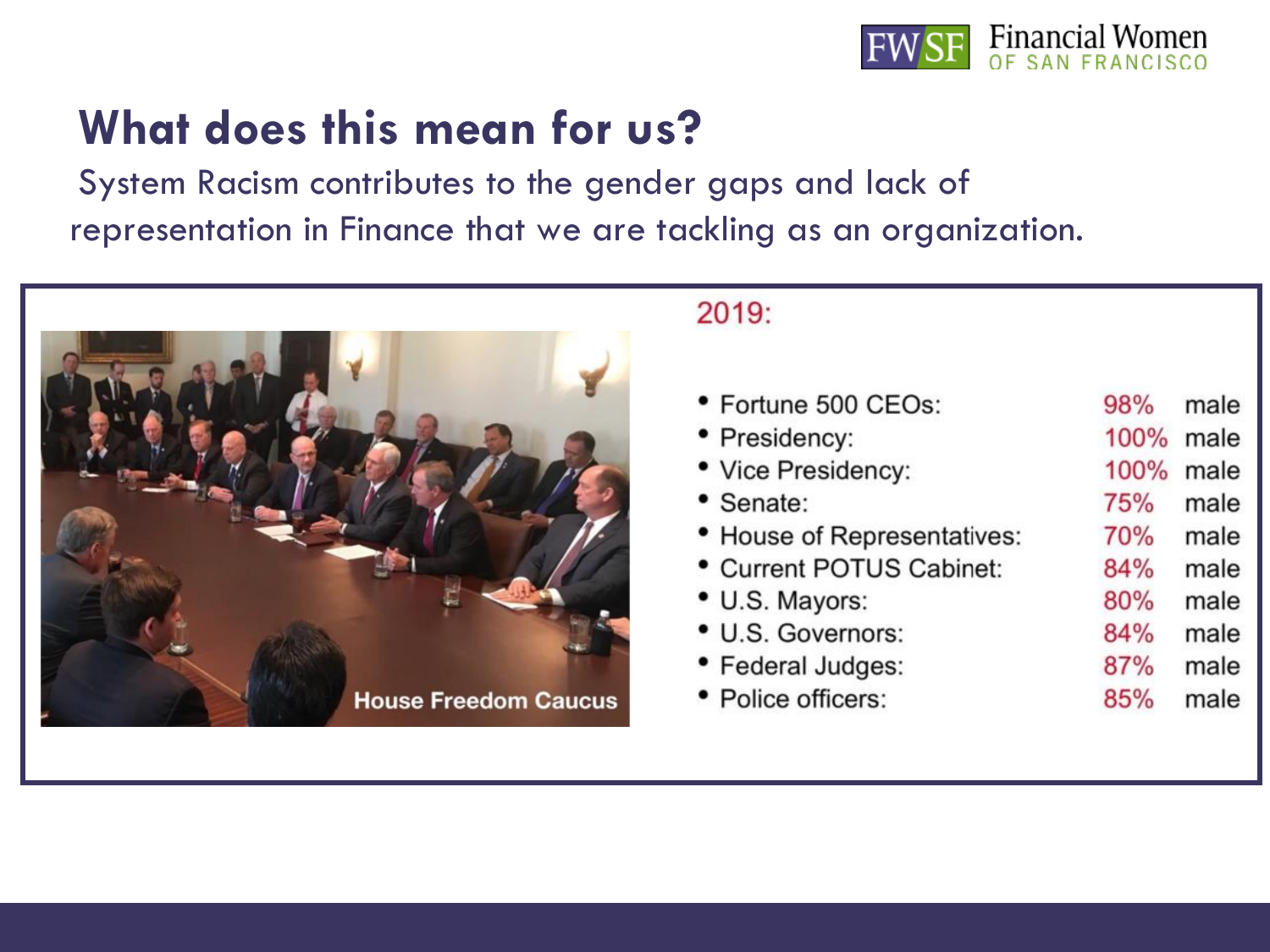# What does this mean for us?

System Racism contributes to the gender gaps and lack of representation in Finance that we are tackling as an organization.

House Freedom Caucus

2019:

| | | |
|---|---|---|
| • Fortune 500 CEOs: | 98% | male |
| • Presidency: | 100% | male |
| • Vice Presidency: | 100% | male |
| • Senate: | 75% | male |
| • House of Representatives: | 70% | male |
| • Current POTUS Cabinet: | 84% | male |
| • U.S. Mayors: | 80% | male |
| • U.S. Governors: | 84% | male |
| • Federal Judges: | 87% | male |
| • Police officers: | 85% | male |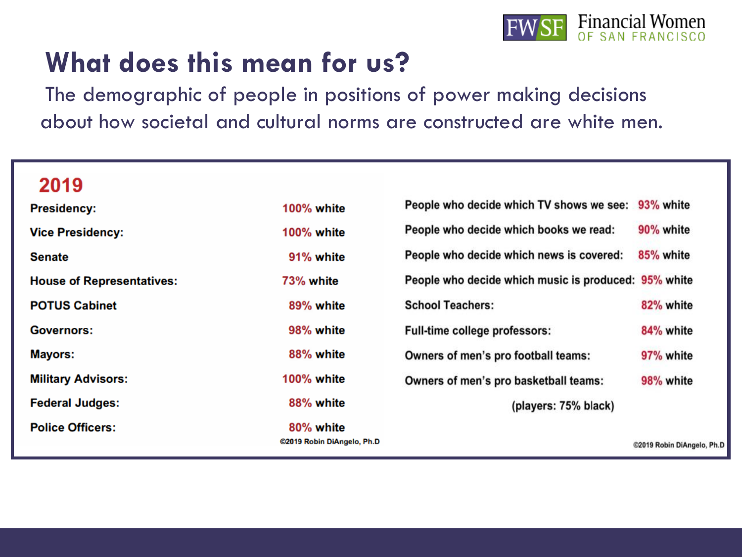# What does this mean for us?

The demographic of people in positions of power making decisions about how societal and cultural norms are constructed are white men.

## 2019

| Position | Percentage |
| --- | --- |
| **Presidency:** | 100% white |
| **Vice Presidency:** | 100% white |
| **Senate** | 91% white |
| **House of Representatives:** | 73% white |
| **POTUS Cabinet** | 89% white |
| **Governors:** | 98% white |
| **Mayors:** | 88% white |
| **Military Advisors:** | 100% white |
| **Federal Judges:** | 88% white |
| **Police Officers:** | 80% white |

©2019 Robin DiAngelo, Ph.D

| Position | Percentage |
| --- | --- |
| **People who decide which TV shows we see:** | 93% white |
| **People who decide which books we read:** | 90% white |
| **People who decide which news is covered:** | 85% white |
| **People who decide which music is produced:** | 95% white |
| **School Teachers:** | 82% white |
| **Full-time college professors:** | 84% white |
| **Owners of men's pro football teams:** | 97% white |
| **Owners of men's pro basketball teams:** | 98% white |
| **(players: 75% black)** | |

©2019 Robin DiAngelo, Ph.D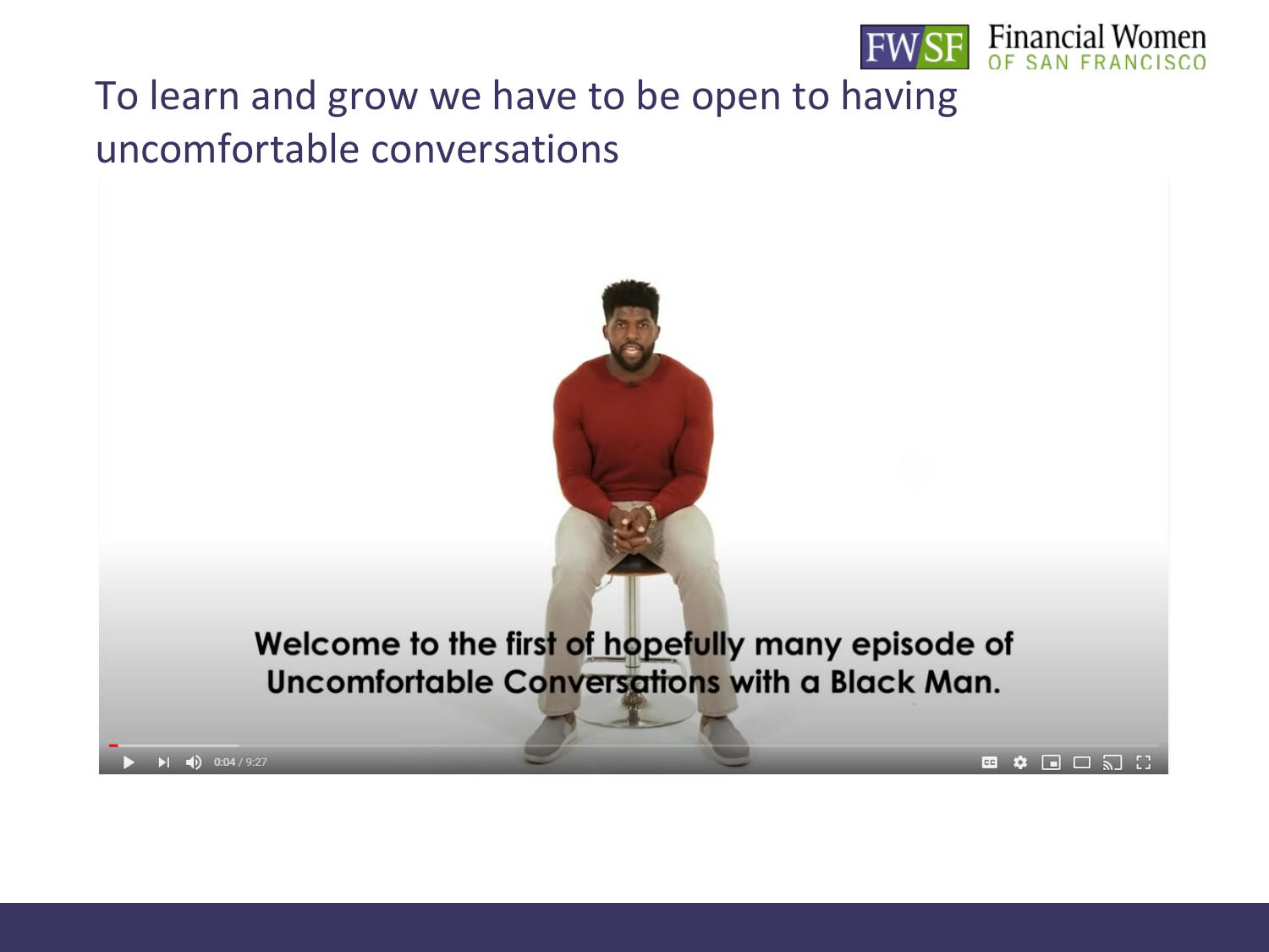# To learn and grow we have to be open to having uncomfortable conversations

Welcome to the first of hopefully many episode of Uncomfortable Conversations with a Black Man.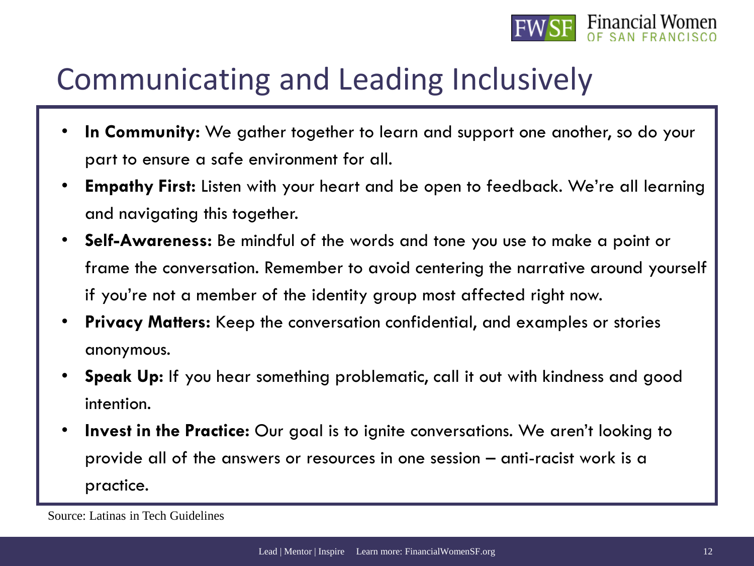# Communicating and Leading Inclusively

- **In Community:** We gather together to learn and support one another, so do your part to ensure a safe environment for all.
- **Empathy First:** Listen with your heart and be open to feedback. We're all learning and navigating this together.
- **Self-Awareness:** Be mindful of the words and tone you use to make a point or frame the conversation. Remember to avoid centering the narrative around yourself if you're not a member of the identity group most affected right now.
- **Privacy Matters:** Keep the conversation confidential, and examples or stories anonymous.
- **Speak Up:** If you hear something problematic, call it out with kindness and good intention.
- **Invest in the Practice:** Our goal is to ignite conversations. We aren't looking to provide all of the answers or resources in one session – anti-racist work is a practice.

Source: Latinas in Tech Guidelines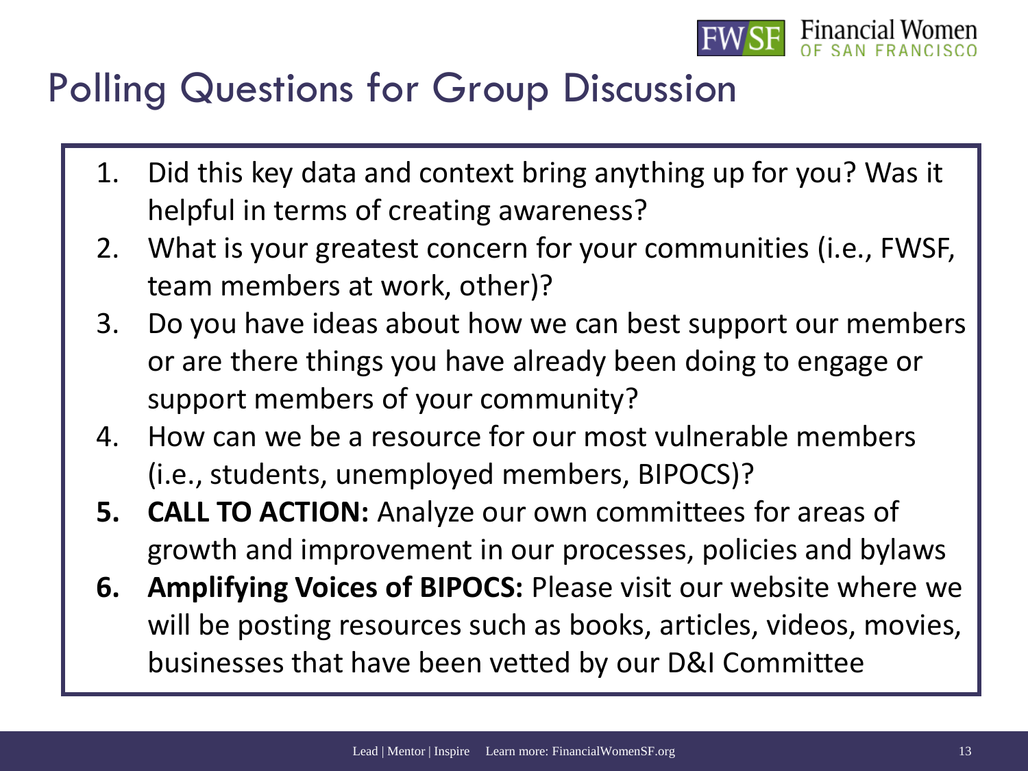# Polling Questions for Group Discussion

1. Did this key data and context bring anything up for you? Was it helpful in terms of creating awareness?
2. What is your greatest concern for your communities (i.e., FWSF, team members at work, other)?
3. Do you have ideas about how we can best support our members or are there things you have already been doing to engage or support members of your community?
4. How can we be a resource for our most vulnerable members (i.e., students, unemployed members, BIPOCS)?
5. **CALL TO ACTION:** Analyze our own committees for areas of growth and improvement in our processes, policies and bylaws
6. **Amplifying Voices of BIPOCS:** Please visit our website where we will be posting resources such as books, articles, videos, movies, businesses that have been vetted by our D&I Committee